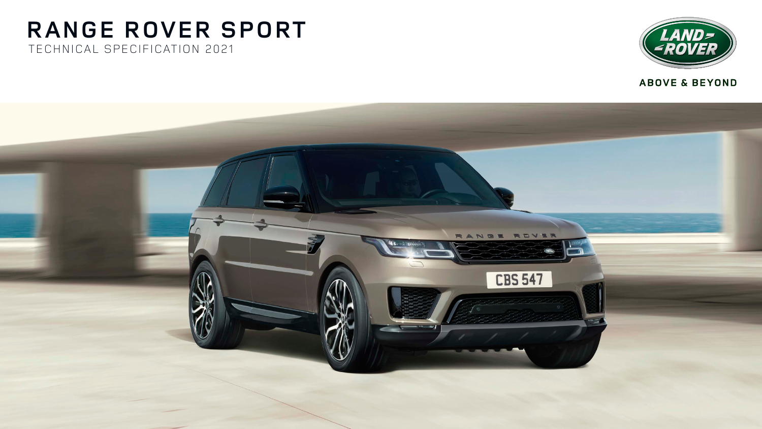# RANGE ROVER SPORT

TECHNICAL SPECIFICATION 2021

ABOVE & BEYOND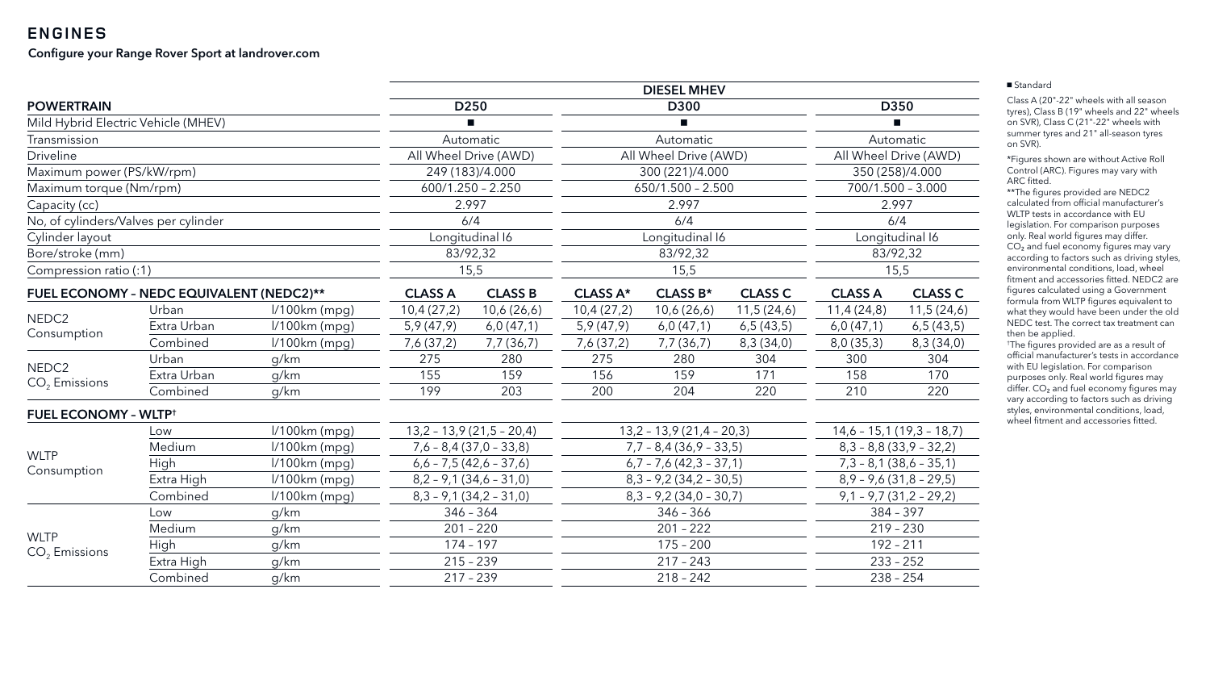# ENGINES

**Configure your Range Rover Sport at landrover.com**

| | | | DIESEL MHEV | | | | | | |
|---|---|---|---|---|---|---|---|---|---|
| **POWERTRAIN** | | | **D250** | | **D300** | | | **D350** | |
| Mild Hybrid Electric Vehicle (MHEV) | | | ■ | | ■ | | | ■ | |
| Transmission | | | Automatic | | Automatic | | | Automatic | |
| Driveline | | | All Wheel Drive (AWD) | | All Wheel Drive (AWD) | | | All Wheel Drive (AWD) | |
| Maximum power (PS/kW/rpm) | | | 249 (183)/4.000 | | 300 (221)/4.000 | | | 350 (258)/4.000 | |
| Maximum torque (Nm/rpm) | | | 600/1.250 – 2.250 | | 650/1.500 – 2.500 | | | 700/1.500 – 3.000 | |
| Capacity (cc) | | | 2.997 | | 2.997 | | | 2.997 | |
| No, of cylinders/Valves per cylinder | | | 6/4 | | 6/4 | | | 6/4 | |
| Cylinder layout | | | Longitudinal I6 | | Longitudinal I6 | | | Longitudinal I6 | |
| Bore/stroke (mm) | | | 83/92,32 | | 83/92,32 | | | 83/92,32 | |
| Compression ratio (:1) | | | 15,5 | | 15,5 | | | 15,5 | |
| **FUEL ECONOMY – NEDC EQUIVALENT (NEDC2)\*\*** | | | **CLASS A** | **CLASS B** | **CLASS A\*** | **CLASS B\*** | **CLASS C** | **CLASS A** | **CLASS C** |
| NEDC2 Consumption | Urban | l/100km (mpg) | 10,4 (27,2) | 10,6 (26,6) | 10,4 (27,2) | 10,6 (26,6) | 11,5 (24,6) | 11,4 (24,8) | 11,5 (24,6) |
| | Extra Urban | l/100km (mpg) | 5,9 (47,9) | 6,0 (47,1) | 5,9 (47,9) | 6,0 (47,1) | 6,5 (43,5) | 6,0 (47,1) | 6,5 (43,5) |
| | Combined | l/100km (mpg) | 7,6 (37,2) | 7,7 (36,7) | 7,6 (37,2) | 7,7 (36,7) | 8,3 (34,0) | 8,0 (35,3) | 8,3 (34,0) |
| NEDC2 $CO_2$ Emissions | Urban | g/km | 275 | 280 | 275 | 280 | 304 | 300 | 304 |
| | Extra Urban | g/km | 155 | 159 | 156 | 159 | 171 | 158 | 170 |
| | Combined | g/km | 199 | 203 | 200 | 204 | 220 | 210 | 220 |
| **FUEL ECONOMY – WLTP†** | | | | | | | | | |
| WLTP Consumption | Low | l/100km (mpg) | 13,2 – 13,9 (21,5 – 20,4) | | 13,2 – 13,9 (21,4 – 20,3) | | | 14,6 – 15,1 (19,3 – 18,7) | |
| | Medium | l/100km (mpg) | 7,6 – 8,4 (37,0 – 33,8) | | 7,7 – 8,4 (36,9 – 33,5) | | | 8,3 – 8,8 (33,9 – 32,2) | |
| | High | l/100km (mpg) | 6,6 – 7,5 (42,6 – 37,6) | | 6,7 – 7,6 (42,3 – 37,1) | | | 7,3 – 8,1 (38,6 – 35,1) | |
| | Extra High | l/100km (mpg) | 8,2 – 9,1 (34,6 – 31,0) | | 8,3 – 9,2 (34,2 – 30,5) | | | 8,9 – 9,6 (31,8 – 29,5) | |
| | Combined | l/100km (mpg) | 8,3 – 9,1 (34,2 – 31,0) | | 8,3 – 9,2 (34,0 – 30,7) | | | 9,1 – 9,7 (31,2 – 29,2) | |
| WLTP $CO_2$ Emissions | Low | g/km | 346 – 364 | | 346 – 366 | | | 384 – 397 | |
| | Medium | g/km | 201 – 220 | | 201 – 222 | | | 219 – 230 | |
| | High | g/km | 174 – 197 | | 175 – 200 | | | 192 – 211 | |
| | Extra High | g/km | 215 – 239 | | 217 – 243 | | | 233 – 252 | |
| | Combined | g/km | 217 – 239 | | 218 – 242 | | | 238 – 254 | |

■ Standard

Class A (20"-22" wheels with all season tyres), Class B (19" wheels and 22" wheels on SVR), Class C (21"-22" wheels with summer tyres and 21" all-season tyres on SVR).

\*Figures shown are without Active Roll Control (ARC). Figures may vary with ARC fitted.

\*\*The figures provided are NEDC2 calculated from official manufacturer's WLTP tests in accordance with EU legislation. For comparison purposes only. Real world figures may differ. $CO_2$ and fuel economy figures may vary according to factors such as driving styles, environmental conditions, load, wheel fitment and accessories fitted. NEDC2 are figures calculated using a Government formula from WLTP figures equivalent to what they would have been under the old NEDC test. The correct tax treatment can then be applied.

†The figures provided are as a result of official manufacturer's tests in accordance with EU legislation. For comparison purposes only. Real world figures may differ. $CO_2$ and fuel economy figures may vary according to factors such as driving styles, environmental conditions, load, wheel fitment and accessories fitted.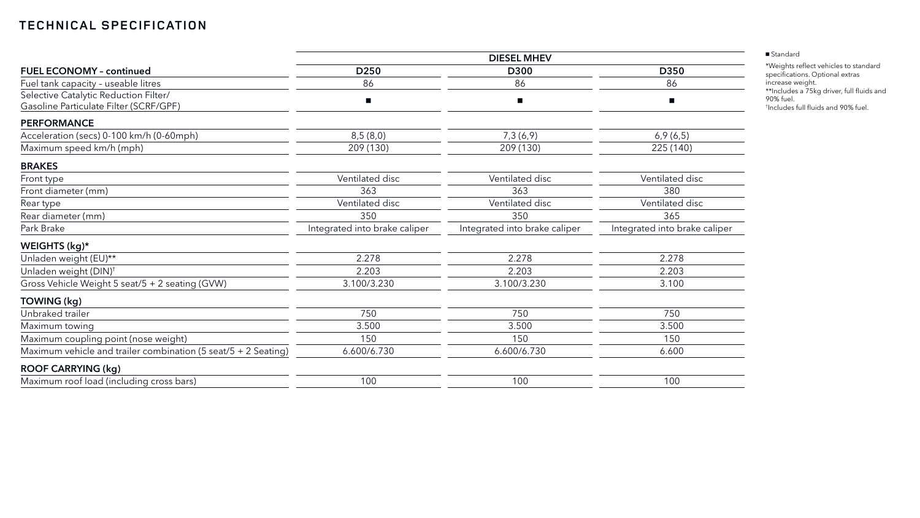# TECHNICAL SPECIFICATION

| | DIESEL MHEV | | |
|---|---|---|---|
| **FUEL ECONOMY – continued** | **D250** | **D300** | **D350** |
| Fuel tank capacity – useable litres | 86 | 86 | 86 |
| Selective Catalytic Reduction Filter/ Gasoline Particulate Filter (SCRF/GPF) | ■ | ■ | ■ |
| **PERFORMANCE** | | | |
| Acceleration (secs) 0-100 km/h (0-60mph) | 8,5 (8,0) | 7,3 (6,9) | 6,9 (6,5) |
| Maximum speed km/h (mph) | 209 (130) | 209 (130) | 225 (140) |
| **BRAKES** | | | |
| Front type | Ventilated disc | Ventilated disc | Ventilated disc |
| Front diameter (mm) | 363 | 363 | 380 |
| Rear type | Ventilated disc | Ventilated disc | Ventilated disc |
| Rear diameter (mm) | 350 | 350 | 365 |
| Park Brake | Integrated into brake caliper | Integrated into brake caliper | Integrated into brake caliper |
| **WEIGHTS (kg)*** | | | |
| Unladen weight (EU)** | 2.278 | 2.278 | 2.278 |
| Unladen weight (DIN)† | 2.203 | 2.203 | 2.203 |
| Gross Vehicle Weight 5 seat/5 + 2 seating (GVW) | 3.100/3.230 | 3.100/3.230 | 3.100 |
| **TOWING (kg)** | | | |
| Unbraked trailer | 750 | 750 | 750 |
| Maximum towing | 3.500 | 3.500 | 3.500 |
| Maximum coupling point (nose weight) | 150 | 150 | 150 |
| Maximum vehicle and trailer combination (5 seat/5 + 2 Seating) | 6.600/6.730 | 6.600/6.730 | 6.600 |
| **ROOF CARRYING (kg)** | | | |
| Maximum roof load (including cross bars) | 100 | 100 | 100 |

■ Standard

*Weights reflect vehicles to standard specifications. Optional extras increase weight.
**Includes a 75kg driver, full fluids and 90% fuel.
†Includes full fluids and 90% fuel.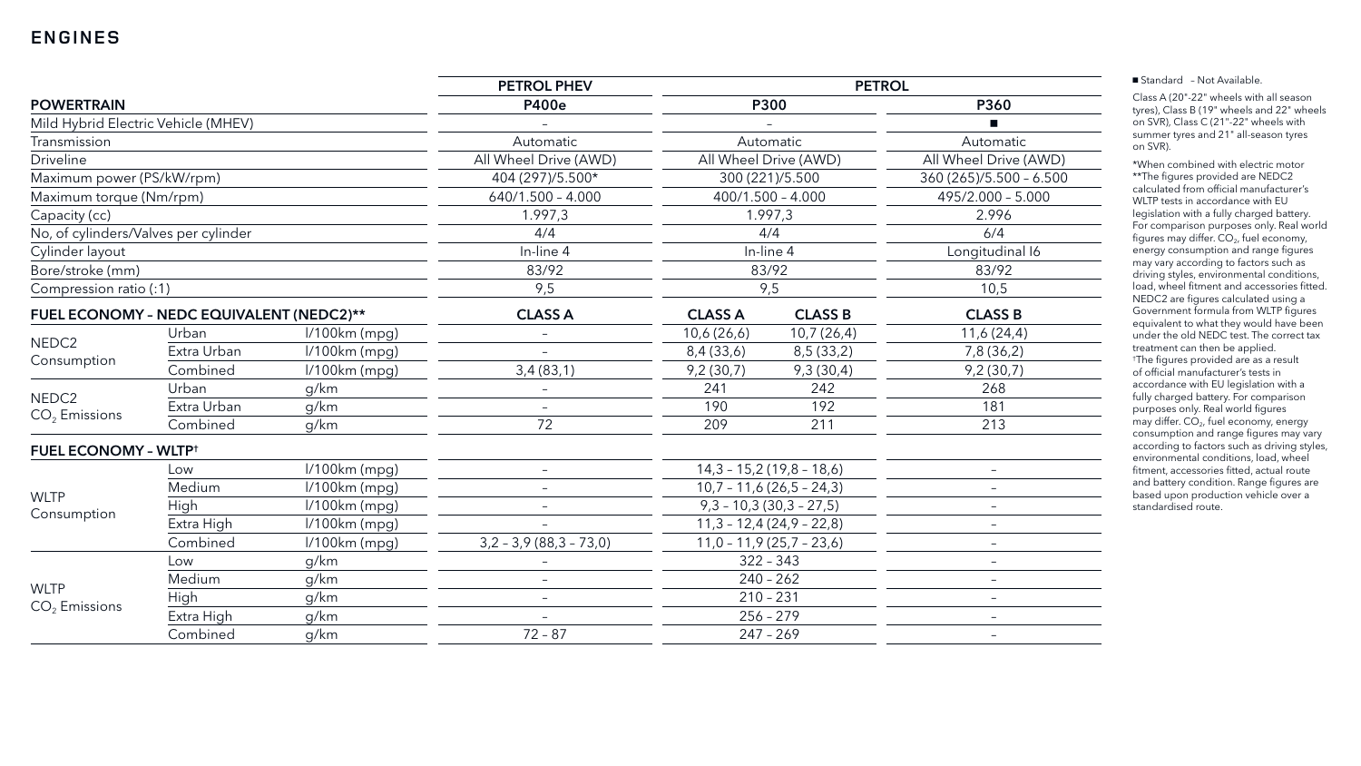# ENGINES

| | | | PETROL PHEV | PETROL | | |
|---|---|---|---|---|---|---|
| **POWERTRAIN** | | | **P400e** | **P300** | | **P360** |
| Mild Hybrid Electric Vehicle (MHEV) | | | – | – | | ■ |
| Transmission | | | Automatic | Automatic | | Automatic |
| Driveline | | | All Wheel Drive (AWD) | All Wheel Drive (AWD) | | All Wheel Drive (AWD) |
| Maximum power (PS/kW/rpm) | | | 404 (297)/5.500* | 300 (221)/5.500 | | 360 (265)/5.500 – 6.500 |
| Maximum torque (Nm/rpm) | | | 640/1.500 – 4.000 | 400/1.500 – 4.000 | | 495/2.000 – 5.000 |
| Capacity (cc) | | | 1.997,3 | 1.997,3 | | 2.996 |
| No, of cylinders/Valves per cylinder | | | 4/4 | 4/4 | | 6/4 |
| Cylinder layout | | | In-line 4 | In-line 4 | | Longitudinal I6 |
| Bore/stroke (mm) | | | 83/92 | 83/92 | | 83/92 |
| Compression ratio (:1) | | | 9,5 | 9,5 | | 10,5 |
| **FUEL ECONOMY – NEDC EQUIVALENT (NEDC2)**** | | | **CLASS A** | **CLASS A** | **CLASS B** | **CLASS B** |
| NEDC2 Consumption | Urban | l/100km (mpg) | – | 10,6 (26,6) | 10,7 (26,4) | 11,6 (24,4) |
| | Extra Urban | l/100km (mpg) | – | 8,4 (33,6) | 8,5 (33,2) | 7,8 (36,2) |
| | Combined | l/100km (mpg) | 3,4 (83,1) | 9,2 (30,7) | 9,3 (30,4) | 9,2 (30,7) |
| NEDC2 $CO_2$ Emissions | Urban | g/km | – | 241 | 242 | 268 |
| | Extra Urban | g/km | – | 190 | 192 | 181 |
| | Combined | g/km | 72 | 209 | 211 | 213 |
| **FUEL ECONOMY – WLTP**† | | | | | | |
| WLTP Consumption | Low | l/100km (mpg) | – | 14,3 – 15,2 (19,8 – 18,6) | | – |
| | Medium | l/100km (mpg) | – | 10,7 – 11,6 (26,5 – 24,3) | | – |
| | High | l/100km (mpg) | – | 9,3 – 10,3 (30,3 – 27,5) | | – |
| | Extra High | l/100km (mpg) | – | 11,3 – 12,4 (24,9 – 22,8) | | – |
| | Combined | l/100km (mpg) | 3,2 – 3,9 (88,3 – 73,0) | 11,0 – 11,9 (25,7 – 23,6) | | – |
| WLTP $CO_2$ Emissions | Low | g/km | – | 322 – 343 | | – |
| | Medium | g/km | – | 240 – 262 | | – |
| | High | g/km | – | 210 – 231 | | – |
| | Extra High | g/km | – | 256 – 279 | | – |
| | Combined | g/km | 72 – 87 | 247 – 269 | | – |

■ Standard – Not Available.

Class A (20"-22" wheels with all season tyres), Class B (19" wheels and 22" wheels on SVR), Class C (21"-22" wheels with summer tyres and 21" all-season tyres on SVR).

*When combined with electric motor

**The figures provided are NEDC2 calculated from official manufacturer's WLTP tests in accordance with EU legislation with a fully charged battery. For comparison purposes only. Real world figures may differ. $CO_2$, fuel economy, energy consumption and range figures may vary according to factors such as driving styles, environmental conditions, load, wheel fitment and accessories fitted. NEDC2 are figures calculated using a Government formula from WLTP figures equivalent to what they would have been under the old NEDC test. The correct tax treatment can then be applied.

†The figures provided are as a result of official manufacturer's tests in accordance with EU legislation with a fully charged battery. For comparison purposes only. Real world figures may differ. $CO_2$, fuel economy, energy consumption and range figures may vary according to factors such as driving styles, environmental conditions, load, wheel fitment, accessories fitted, actual route and battery condition. Range figures are based upon production vehicle over a standardised route.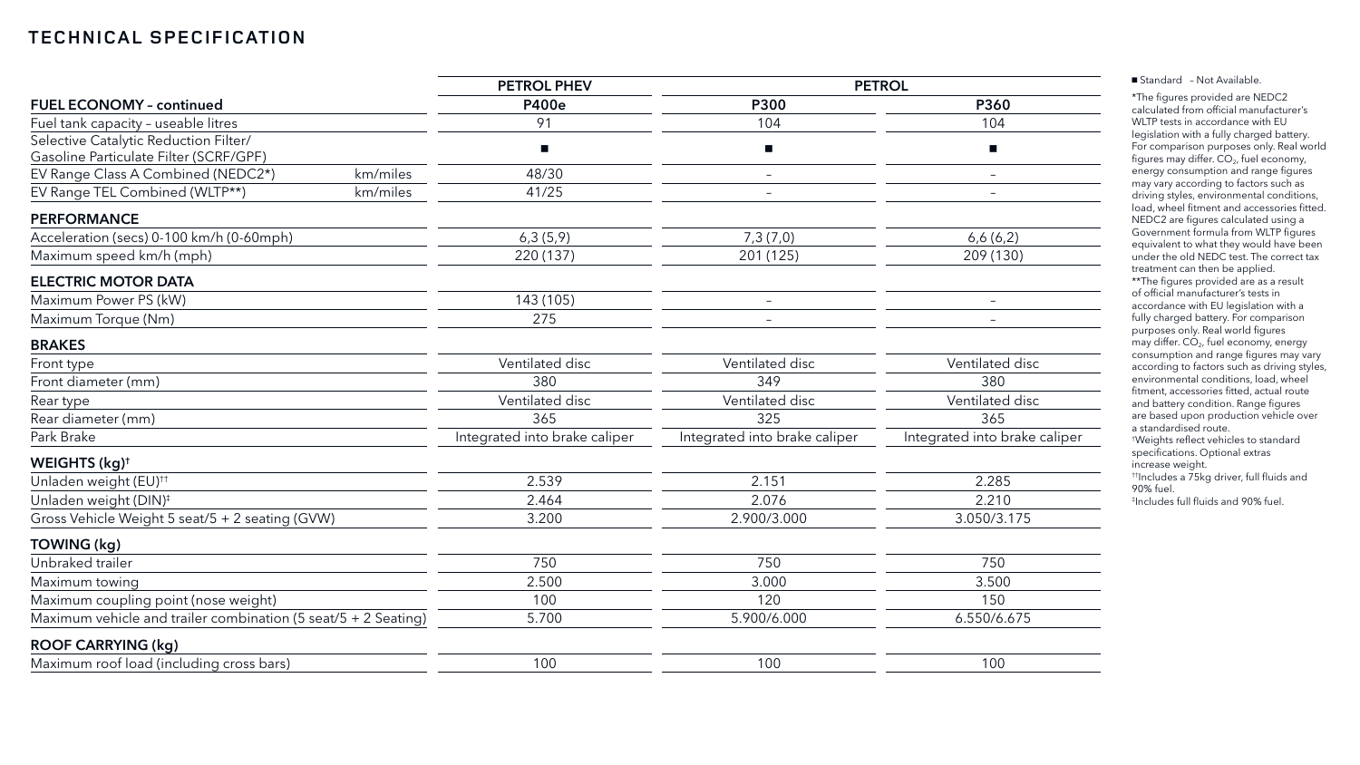# TECHNICAL SPECIFICATION

| | | PETROL PHEV | PETROL | |
|---|---|---|---|---|
| **FUEL ECONOMY – continued** | | **P400e** | **P300** | **P360** |
| Fuel tank capacity – useable litres | | 91 | 104 | 104 |
| Selective Catalytic Reduction Filter/ Gasoline Particulate Filter (SCRF/GPF) | | ■ | ■ | ■ |
| EV Range Class A Combined (NEDC2*) | km/miles | 48/30 | – | – |
| EV Range TEL Combined (WLTP**) | km/miles | 41/25 | – | – |
| **PERFORMANCE** | | | | |
| Acceleration (secs) 0-100 km/h (0-60mph) | | 6,3 (5,9) | 7,3 (7,0) | 6,6 (6,2) |
| Maximum speed km/h (mph) | | 220 (137) | 201 (125) | 209 (130) |
| **ELECTRIC MOTOR DATA** | | | | |
| Maximum Power PS (kW) | | 143 (105) | – | – |
| Maximum Torque (Nm) | | 275 | – | – |
| **BRAKES** | | | | |
| Front type | | Ventilated disc | Ventilated disc | Ventilated disc |
| Front diameter (mm) | | 380 | 349 | 380 |
| Rear type | | Ventilated disc | Ventilated disc | Ventilated disc |
| Rear diameter (mm) | | 365 | 325 | 365 |
| Park Brake | | Integrated into brake caliper | Integrated into brake caliper | Integrated into brake caliper |
| **WEIGHTS (kg)†** | | | | |
| Unladen weight (EU)†† | | 2.539 | 2.151 | 2.285 |
| Unladen weight (DIN)‡ | | 2.464 | 2.076 | 2.210 |
| Gross Vehicle Weight 5 seat/5 + 2 seating (GVW) | | 3.200 | 2.900/3.000 | 3.050/3.175 |
| **TOWING (kg)** | | | | |
| Unbraked trailer | | 750 | 750 | 750 |
| Maximum towing | | 2.500 | 3.000 | 3.500 |
| Maximum coupling point (nose weight) | | 100 | 120 | 150 |
| Maximum vehicle and trailer combination (5 seat/5 + 2 Seating) | | 5.700 | 5.900/6.000 | 6.550/6.675 |
| **ROOF CARRYING (kg)** | | | | |
| Maximum roof load (including cross bars) | | 100 | 100 | 100 |

■ Standard – Not Available.

*The figures provided are NEDC2 calculated from official manufacturer's WLTP tests in accordance with EU legislation with a fully charged battery. For comparison purposes only. Real world figures may differ. $CO_2$, fuel economy, energy consumption and range figures may vary according to factors such as driving styles, environmental conditions, load, wheel fitment and accessories fitted. NEDC2 are figures calculated using a Government formula from WLTP figures equivalent to what they would have been under the old NEDC test. The correct tax treatment can then be applied.

**The figures provided are as a result of official manufacturer's tests in accordance with EU legislation with a fully charged battery. For comparison purposes only. Real world figures may differ. $CO_2$, fuel economy, energy consumption and range figures may vary according to factors such as driving styles, environmental conditions, load, wheel fitment, accessories fitted, actual route and battery condition. Range figures are based upon production vehicle over a standardised route.

†Weights reflect vehicles to standard specifications. Optional extras increase weight.

††Includes a 75kg driver, full fluids and 90% fuel.

‡Includes full fluids and 90% fuel.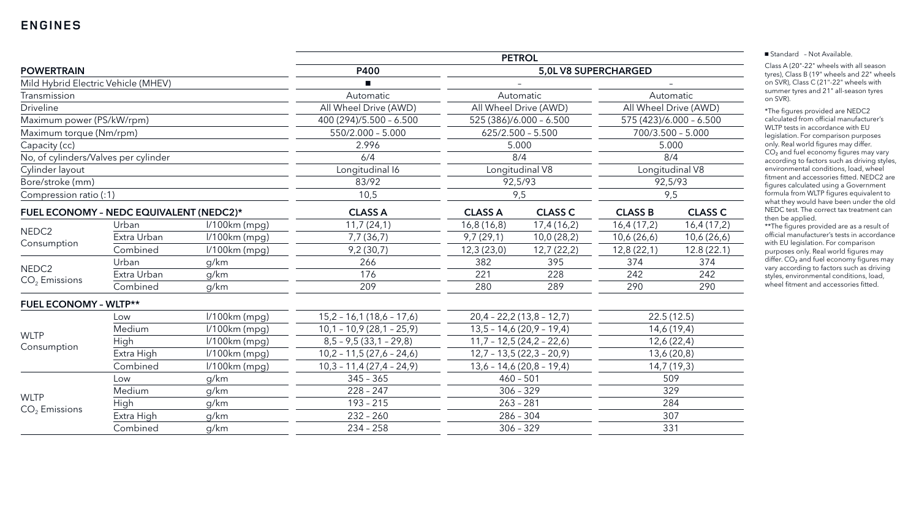## ENGINES

| POWERTRAIN | | | PETROL | | | | |
|---|---|---|---|---|---|---|---|
| | | | P400 | 5,0L V8 SUPERCHARGED | | | |
| Mild Hybrid Electric Vehicle (MHEV) | | | ■ | – | | – | |
| Transmission | | | Automatic | Automatic | | Automatic | |
| Driveline | | | All Wheel Drive (AWD) | All Wheel Drive (AWD) | | All Wheel Drive (AWD) | |
| Maximum power (PS/kW/rpm) | | | 400 (294)/5.500 – 6.500 | 525 (386)/6.000 – 6.500 | | 575 (423)/6.000 – 6.500 | |
| Maximum torque (Nm/rpm) | | | 550/2.000 – 5.000 | 625/2.500 – 5.500 | | 700/3.500 – 5.000 | |
| Capacity (cc) | | | 2.996 | 5.000 | | 5.000 | |
| No, of cylinders/Valves per cylinder | | | 6/4 | 8/4 | | 8/4 | |
| Cylinder layout | | | Longitudinal I6 | Longitudinal V8 | | Longitudinal V8 | |
| Bore/stroke (mm) | | | 83/92 | 92,5/93 | | 92,5/93 | |
| Compression ratio (:1) | | | 10,5 | 9,5 | | 9,5 | |
| **FUEL ECONOMY – NEDC EQUIVALENT (NEDC2)*** | | | **CLASS A** | **CLASS A** | **CLASS C** | **CLASS B** | **CLASS C** |
| NEDC2 Consumption | Urban | l/100km (mpg) | 11,7 (24,1) | 16,8 (16,8) | 17,4 (16,2) | 16,4 (17,2) | 16,4 (17,2) |
| | Extra Urban | l/100km (mpg) | 7,7 (36,7) | 9,7 (29,1) | 10,0 (28,2) | 10,6 (26,6) | 10,6 (26,6) |
| | Combined | l/100km (mpg) | 9,2 (30,7) | 12,3 (23,0) | 12,7 (22,2) | 12,8 (22,1) | 12.8 (22.1) |
| NEDC2 $CO_2$ Emissions | Urban | g/km | 266 | 382 | 395 | 374 | 374 |
| | Extra Urban | g/km | 176 | 221 | 228 | 242 | 242 |
| | Combined | g/km | 209 | 280 | 289 | 290 | 290 |
| **FUEL ECONOMY – WLTP**** | | | | | | | |
| WLTP Consumption | Low | l/100km (mpg) | 15,2 – 16,1 (18,6 – 17,6) | 20,4 – 22,2 (13,8 – 12,7) | | 22.5 (12.5) | |
| | Medium | l/100km (mpg) | 10,1 – 10,9 (28,1 – 25,9) | 13,5 – 14,6 (20,9 – 19,4) | | 14,6 (19,4) | |
| | High | l/100km (mpg) | 8,5 – 9,5 (33,1 – 29,8) | 11,7 – 12,5 (24,2 – 22,6) | | 12,6 (22,4) | |
| | Extra High | l/100km (mpg) | 10,2 – 11,5 (27,6 – 24,6) | 12,7 – 13,5 (22,3 – 20,9) | | 13,6 (20,8) | |
| | Combined | l/100km (mpg) | 10,3 – 11,4 (27,4 – 24,9) | 13,6 – 14,6 (20,8 – 19,4) | | 14,7 (19,3) | |
| WLTP $CO_2$ Emissions | Low | g/km | 345 – 365 | 460 – 501 | | 509 | |
| | Medium | g/km | 228 – 247 | 306 – 329 | | 329 | |
| | High | g/km | 193 – 215 | 263 – 281 | | 284 | |
| | Extra High | g/km | 232 – 260 | 286 – 304 | | 307 | |
| | Combined | g/km | 234 – 258 | 306 – 329 | | 331 | |

■ Standard – Not Available.

Class A (20"-22" wheels with all season tyres), Class B (19" wheels and 22" wheels on SVR), Class C (21"-22" wheels with summer tyres and 21" all-season tyres on SVR).

*The figures provided are NEDC2 calculated from official manufacturer's WLTP tests in accordance with EU legislation. For comparison purposes only. Real world figures may differ. $CO_2$ and fuel economy figures may vary according to factors such as driving styles, environmental conditions, load, wheel fitment and accessories fitted. NEDC2 are figures calculated using a Government formula from WLTP figures equivalent to what they would have been under the old NEDC test. The correct tax treatment can then be applied.

**The figures provided are as a result of official manufacturer's tests in accordance with EU legislation. For comparison purposes only. Real world figures may differ. $CO_2$ and fuel economy figures may vary according to factors such as driving styles, environmental conditions, load, wheel fitment and accessories fitted.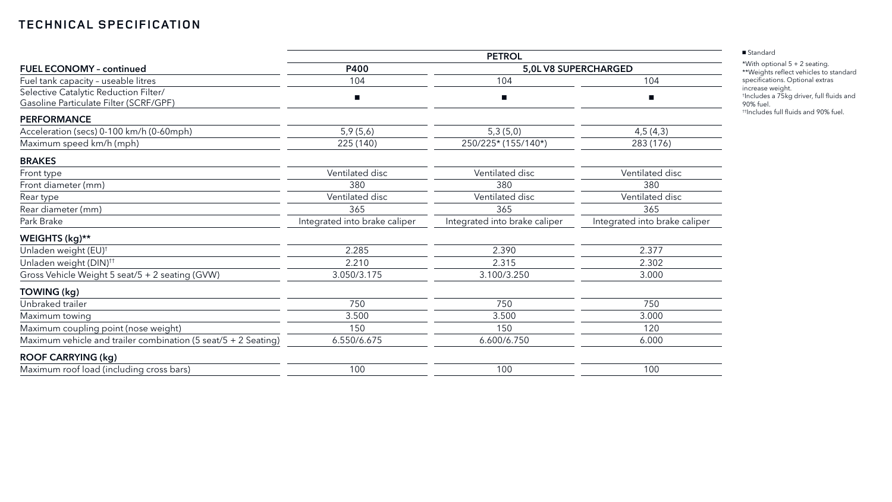# TECHNICAL SPECIFICATION

| | PETROL | | |
|---|---|---|---|
| **FUEL ECONOMY – continued** | **P400** | **5,0L V8 SUPERCHARGED** | |
| Fuel tank capacity – useable litres | 104 | 104 | 104 |
| Selective Catalytic Reduction Filter/ Gasoline Particulate Filter (SCRF/GPF) | ■ | ■ | ■ |
| **PERFORMANCE** | | | |
| Acceleration (secs) 0-100 km/h (0-60mph) | 5,9 (5,6) | 5,3 (5,0) | 4,5 (4,3) |
| Maximum speed km/h (mph) | 225 (140) | 250/225* (155/140*) | 283 (176) |
| **BRAKES** | | | |
| Front type | Ventilated disc | Ventilated disc | Ventilated disc |
| Front diameter (mm) | 380 | 380 | 380 |
| Rear type | Ventilated disc | Ventilated disc | Ventilated disc |
| Rear diameter (mm) | 365 | 365 | 365 |
| Park Brake | Integrated into brake caliper | Integrated into brake caliper | Integrated into brake caliper |
| **WEIGHTS (kg)**** | | | |
| Unladen weight (EU)† | 2.285 | 2.390 | 2.377 |
| Unladen weight (DIN)†† | 2.210 | 2.315 | 2.302 |
| Gross Vehicle Weight 5 seat/5 + 2 seating (GVW) | 3.050/3.175 | 3.100/3.250 | 3.000 |
| **TOWING (kg)** | | | |
| Unbraked trailer | 750 | 750 | 750 |
| Maximum towing | 3.500 | 3.500 | 3.000 |
| Maximum coupling point (nose weight) | 150 | 150 | 120 |
| Maximum vehicle and trailer combination (5 seat/5 + 2 Seating) | 6.550/6.675 | 6.600/6.750 | 6.000 |
| **ROOF CARRYING (kg)** | | | |
| Maximum roof load (including cross bars) | 100 | 100 | 100 |

■ Standard

*With optional 5 + 2 seating.
**Weights reflect vehicles to standard specifications. Optional extras increase weight.
†Includes a 75kg driver, full fluids and 90% fuel.
††Includes full fluids and 90% fuel.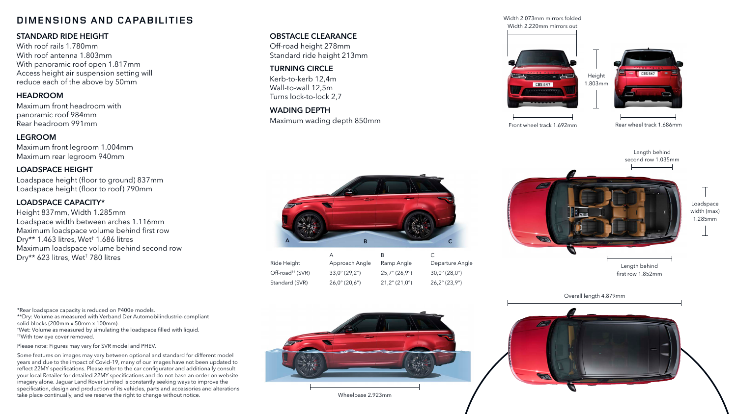# DIMENSIONS AND CAPABILITIES

### STANDARD RIDE HEIGHT

With roof rails 1.780mm
With roof antenna 1.803mm
With panoramic roof open 1.817mm
Access height air suspension setting will reduce each of the above by 50mm

### HEADROOM

Maximum front headroom with panoramic roof 984mm
Rear headroom 991mm

### LEGROOM

Maximum front legroom 1.004mm
Maximum rear legroom 940mm

### LOADSPACE HEIGHT

Loadspace height (floor to ground) 837mm
Loadspace height (floor to roof) 790mm

### LOADSPACE CAPACITY*

Height 837mm, Width 1.285mm
Loadspace width between arches 1.116mm
Maximum loadspace volume behind first row
Dry** 1.463 litres, Wet† 1.686 litres
Maximum loadspace volume behind second row
Dry** 623 litres, Wet† 780 litres

### OBSTACLE CLEARANCE

Off-road height 278mm
Standard ride height 213mm

### TURNING CIRCLE

Kerb-to-kerb 12,4m
Wall-to-wall 12,5m
Turns lock-to-lock 2,7

### WADING DEPTH

Maximum wading depth 850mm

| | A | B | C |
|---|---|---|---|
| Ride Height | Approach Angle | Ramp Angle | Departure Angle |
| Off-road†† (SVR) | 33,0° (29,2°) | 25,7° (26,9°) | 30,0° (28,0°) |
| Standard (SVR) | 26,0° (20,6°) | 21,2° (21,0°) | 26,2° (23,9°) |

Wheelbase 2.923mm

Width 2.073mm mirrors folded
Width 2.220mm mirrors out

Height 1.803mm

Front wheel track 1.692mm

Rear wheel track 1.686mm

Length behind second row 1.035mm

Loadspace width (max) 1.285mm

Length behind first row 1.852mm

Overall length 4.879mm

*Rear loadspace capacity is reduced on P400e models.
**Dry: Volume as measured with Verband Der Automobilindustrie-compliant solid blocks (200mm x 50mm x 100mm).
†Wet: Volume as measured by simulating the loadspace filled with liquid.
††With tow eye cover removed.

Please note: Figures may vary for SVR model and PHEV.

Some features on images may vary between optional and standard for different model years and due to the impact of Covid-19, many of our images have not been updated to reflect 22MY specifications. Please refer to the car configurator and additionally consult your local Retailer for detailed 22MY specifications and do not base an order on website imagery alone. Jaguar Land Rover Limited is constantly seeking ways to improve the specification, design and production of its vehicles, parts and accessories and alterations take place continually, and we reserve the right to change without notice.